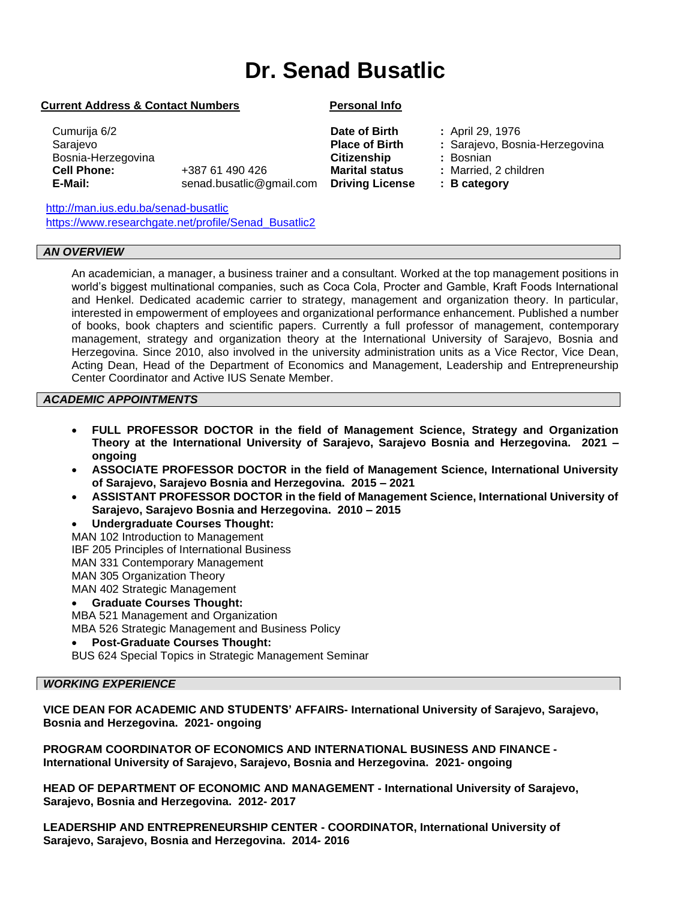# Dr. Senad Busatlic

**Current Address & Contact Numbers**

Cumurija 6/2
Sarajevo
Bosnia-Herzegovina
**Cell Phone:** +387 61 490 426
**E-Mail:** senad.busatlic@gmail.com

**Personal Info**

| | |
|---|---|
| **Date of Birth** | : April 29, 1976 |
| **Place of Birth** | : Sarajevo, Bosnia-Herzegovina |
| **Citizenship** | : Bosnian |
| **Marital status** | : Married, 2 children |
| **Driving License** | : **B category** |

http://man.ius.edu.ba/senad-busatlic
https://www.researchgate.net/profile/Senad_Busatlic2

## *AN OVERVIEW*

An academician, a manager, a business trainer and a consultant. Worked at the top management positions in world's biggest multinational companies, such as Coca Cola, Procter and Gamble, Kraft Foods International and Henkel. Dedicated academic carrier to strategy, management and organization theory. In particular, interested in empowerment of employees and organizational performance enhancement. Published a number of books, book chapters and scientific papers. Currently a full professor of management, contemporary management, strategy and organization theory at the International University of Sarajevo, Bosnia and Herzegovina. Since 2010, also involved in the university administration units as a Vice Rector, Vice Dean, Acting Dean, Head of the Department of Economics and Management, Leadership and Entrepreneurship Center Coordinator and Active IUS Senate Member.

## *ACADEMIC APPOINTMENTS*

- **FULL PROFESSOR DOCTOR in the field of Management Science, Strategy and Organization Theory at the International University of Sarajevo, Sarajevo Bosnia and Herzegovina. 2021 – ongoing**
- **ASSOCIATE PROFESSOR DOCTOR in the field of Management Science, International University of Sarajevo, Sarajevo Bosnia and Herzegovina. 2015 – 2021**
- **ASSISTANT PROFESSOR DOCTOR in the field of Management Science, International University of Sarajevo, Sarajevo Bosnia and Herzegovina. 2010 – 2015**
- **Undergraduate Courses Thought:**

MAN 102 Introduction to Management
IBF 205 Principles of International Business
MAN 331 Contemporary Management
MAN 305 Organization Theory
MAN 402 Strategic Management

- **Graduate Courses Thought:**

MBA 521 Management and Organization
MBA 526 Strategic Management and Business Policy

- **Post-Graduate Courses Thought:**

BUS 624 Special Topics in Strategic Management Seminar

## *WORKING EXPERIENCE*

**VICE DEAN FOR ACADEMIC AND STUDENTS' AFFAIRS- International University of Sarajevo, Sarajevo, Bosnia and Herzegovina. 2021- ongoing**

**PROGRAM COORDINATOR OF ECONOMICS AND INTERNATIONAL BUSINESS AND FINANCE - International University of Sarajevo, Sarajevo, Bosnia and Herzegovina. 2021- ongoing**

**HEAD OF DEPARTMENT OF ECONOMIC AND MANAGEMENT - International University of Sarajevo, Sarajevo, Bosnia and Herzegovina. 2012- 2017**

**LEADERSHIP AND ENTREPRENEURSHIP CENTER - COORDINATOR, International University of Sarajevo, Sarajevo, Bosnia and Herzegovina. 2014- 2016**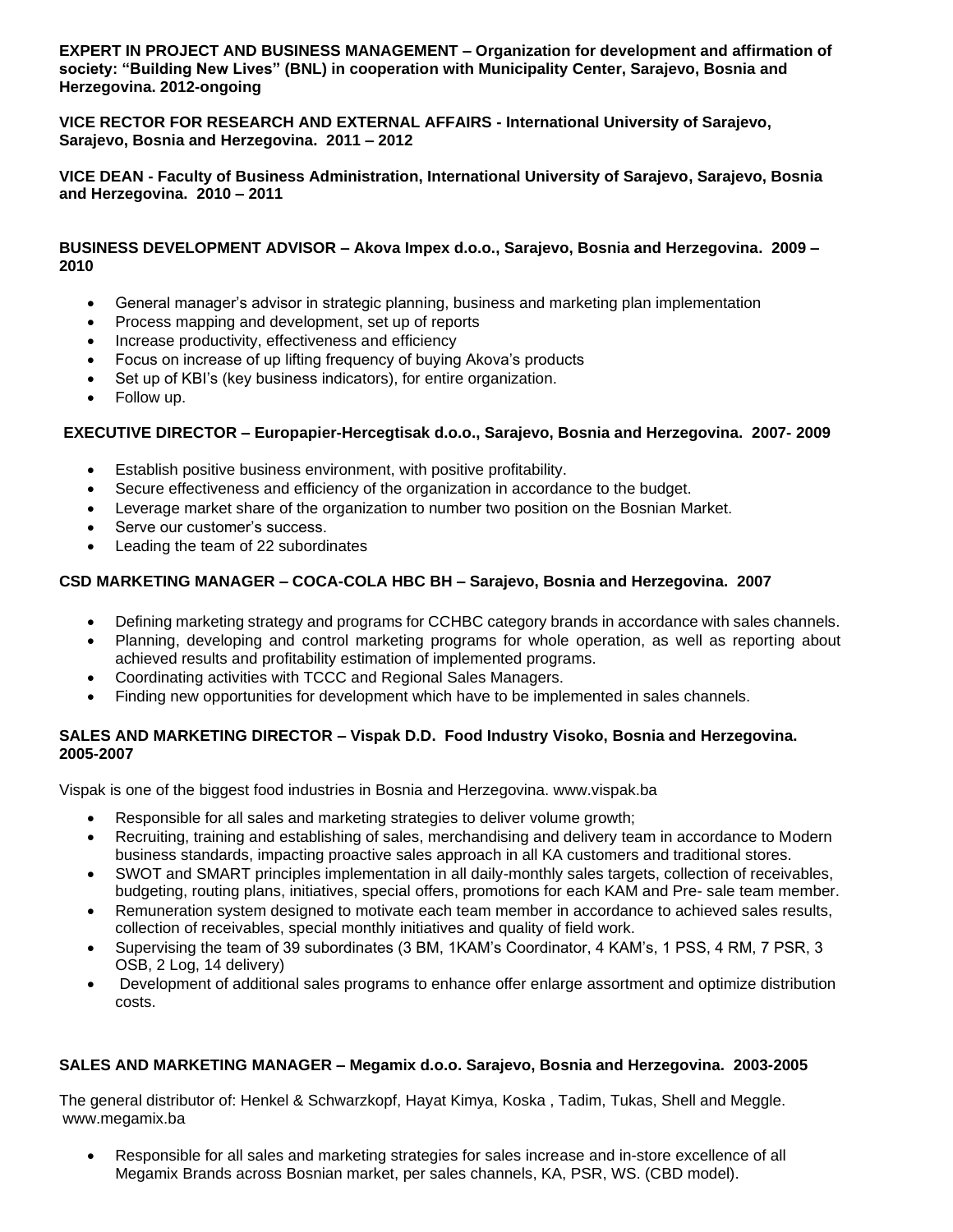**EXPERT IN PROJECT AND BUSINESS MANAGEMENT – Organization for development and affirmation of society: "Building New Lives" (BNL) in cooperation with Municipality Center, Sarajevo, Bosnia and Herzegovina. 2012-ongoing**

**VICE RECTOR FOR RESEARCH AND EXTERNAL AFFAIRS - International University of Sarajevo, Sarajevo, Bosnia and Herzegovina. 2011 – 2012**

**VICE DEAN - Faculty of Business Administration, International University of Sarajevo, Sarajevo, Bosnia and Herzegovina. 2010 – 2011**

**BUSINESS DEVELOPMENT ADVISOR – Akova Impex d.o.o., Sarajevo, Bosnia and Herzegovina. 2009 – 2010**

- General manager's advisor in strategic planning, business and marketing plan implementation
- Process mapping and development, set up of reports
- Increase productivity, effectiveness and efficiency
- Focus on increase of up lifting frequency of buying Akova's products
- Set up of KBI's (key business indicators), for entire organization.
- Follow up.

**EXECUTIVE DIRECTOR – Europapier-Hercegtisak d.o.o., Sarajevo, Bosnia and Herzegovina. 2007- 2009**

- Establish positive business environment, with positive profitability.
- Secure effectiveness and efficiency of the organization in accordance to the budget.
- Leverage market share of the organization to number two position on the Bosnian Market.
- Serve our customer's success.
- Leading the team of 22 subordinates

**CSD MARKETING MANAGER – COCA-COLA HBC BH – Sarajevo, Bosnia and Herzegovina. 2007**

- Defining marketing strategy and programs for CCHBC category brands in accordance with sales channels.
- Planning, developing and control marketing programs for whole operation, as well as reporting about achieved results and profitability estimation of implemented programs.
- Coordinating activities with TCCC and Regional Sales Managers.
- Finding new opportunities for development which have to be implemented in sales channels.

**SALES AND MARKETING DIRECTOR – Vispak D.D. Food Industry Visoko, Bosnia and Herzegovina. 2005-2007**

Vispak is one of the biggest food industries in Bosnia and Herzegovina. www.vispak.ba

- Responsible for all sales and marketing strategies to deliver volume growth;
- Recruiting, training and establishing of sales, merchandising and delivery team in accordance to Modern business standards, impacting proactive sales approach in all KA customers and traditional stores.
- SWOT and SMART principles implementation in all daily-monthly sales targets, collection of receivables, budgeting, routing plans, initiatives, special offers, promotions for each KAM and Pre- sale team member.
- Remuneration system designed to motivate each team member in accordance to achieved sales results, collection of receivables, special monthly initiatives and quality of field work.
- Supervising the team of 39 subordinates (3 BM, 1KAM's Coordinator, 4 KAM's, 1 PSS, 4 RM, 7 PSR, 3 OSB, 2 Log, 14 delivery)
- Development of additional sales programs to enhance offer enlarge assortment and optimize distribution costs.

**SALES AND MARKETING MANAGER – Megamix d.o.o. Sarajevo, Bosnia and Herzegovina. 2003-2005**

The general distributor of: Henkel & Schwarzkopf, Hayat Kimya, Koska , Tadim, Tukas, Shell and Meggle. www.megamix.ba

- Responsible for all sales and marketing strategies for sales increase and in-store excellence of all Megamix Brands across Bosnian market, per sales channels, KA, PSR, WS. (CBD model).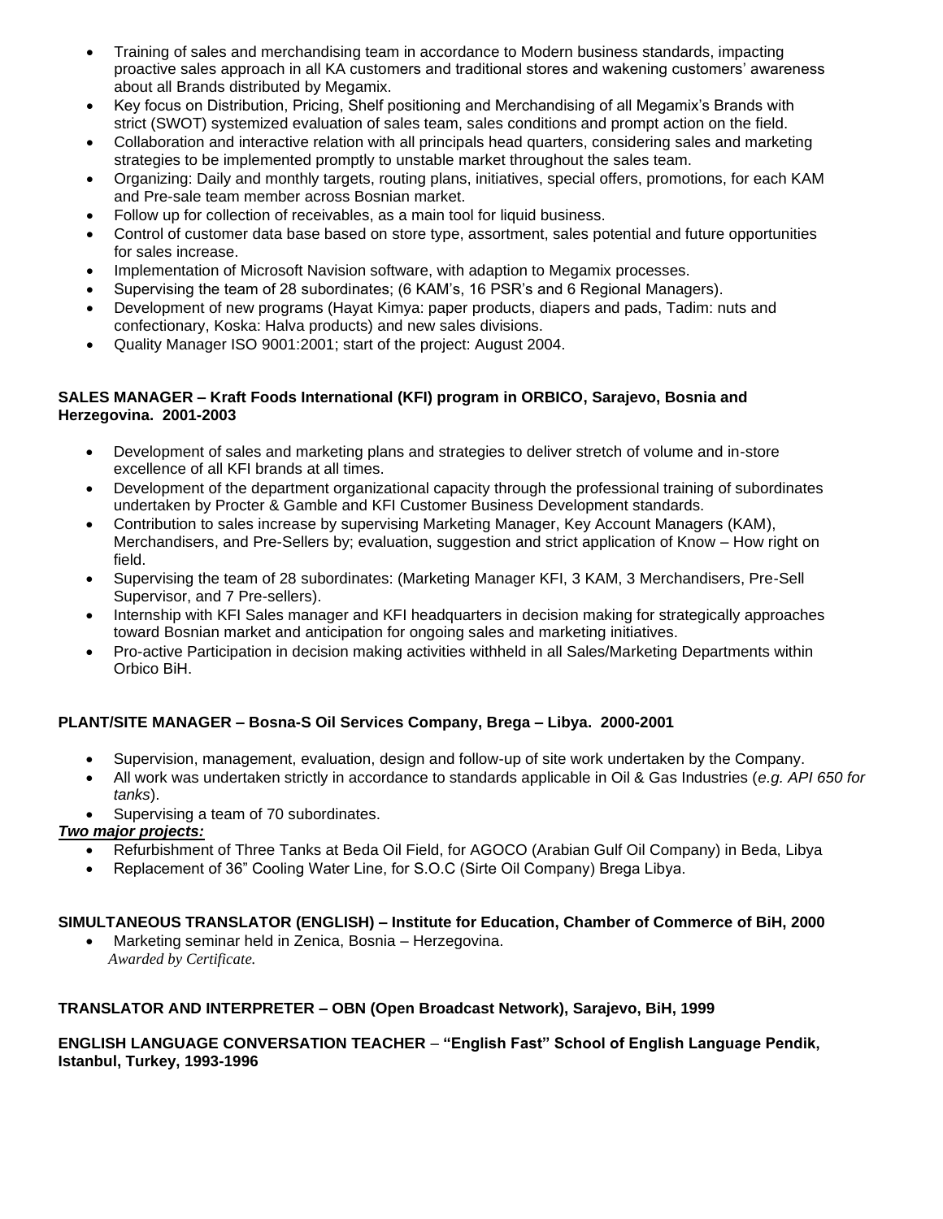- Training of sales and merchandising team in accordance to Modern business standards, impacting proactive sales approach in all KA customers and traditional stores and wakening customers' awareness about all Brands distributed by Megamix.
- Key focus on Distribution, Pricing, Shelf positioning and Merchandising of all Megamix's Brands with strict (SWOT) systemized evaluation of sales team, sales conditions and prompt action on the field.
- Collaboration and interactive relation with all principals head quarters, considering sales and marketing strategies to be implemented promptly to unstable market throughout the sales team.
- Organizing: Daily and monthly targets, routing plans, initiatives, special offers, promotions, for each KAM and Pre-sale team member across Bosnian market.
- Follow up for collection of receivables, as a main tool for liquid business.
- Control of customer data base based on store type, assortment, sales potential and future opportunities for sales increase.
- Implementation of Microsoft Navision software, with adaption to Megamix processes.
- Supervising the team of 28 subordinates; (6 KAM's, 16 PSR's and 6 Regional Managers).
- Development of new programs (Hayat Kimya: paper products, diapers and pads, Tadim: nuts and confectionary, Koska: Halva products) and new sales divisions.
- Quality Manager ISO 9001:2001; start of the project: August 2004.

**SALES MANAGER – Kraft Foods International (KFI) program in ORBICO, Sarajevo, Bosnia and Herzegovina. 2001-2003**

- Development of sales and marketing plans and strategies to deliver stretch of volume and in-store excellence of all KFI brands at all times.
- Development of the department organizational capacity through the professional training of subordinates undertaken by Procter & Gamble and KFI Customer Business Development standards.
- Contribution to sales increase by supervising Marketing Manager, Key Account Managers (KAM), Merchandisers, and Pre-Sellers by; evaluation, suggestion and strict application of Know – How right on field.
- Supervising the team of 28 subordinates: (Marketing Manager KFI, 3 KAM, 3 Merchandisers, Pre-Sell Supervisor, and 7 Pre-sellers).
- Internship with KFI Sales manager and KFI headquarters in decision making for strategically approaches toward Bosnian market and anticipation for ongoing sales and marketing initiatives.
- Pro-active Participation in decision making activities withheld in all Sales/Marketing Departments within Orbico BiH.

**PLANT/SITE MANAGER – Bosna-S Oil Services Company, Brega – Libya. 2000-2001**

- Supervision, management, evaluation, design and follow-up of site work undertaken by the Company.
- All work was undertaken strictly in accordance to standards applicable in Oil & Gas Industries (*e.g. API 650 for tanks*).
- Supervising a team of 70 subordinates.

***Two major projects:***

- Refurbishment of Three Tanks at Beda Oil Field, for AGOCO (Arabian Gulf Oil Company) in Beda, Libya
- Replacement of 36" Cooling Water Line, for S.O.C (Sirte Oil Company) Brega Libya.

**SIMULTANEOUS TRANSLATOR (ENGLISH) – Institute for Education, Chamber of Commerce of BiH, 2000**

- Marketing seminar held in Zenica, Bosnia – Herzegovina.

*Awarded by Certificate.*

**TRANSLATOR AND INTERPRETER – OBN (Open Broadcast Network), Sarajevo, BiH, 1999**

**ENGLISH LANGUAGE CONVERSATION TEACHER – "English Fast" School of English Language Pendik, Istanbul, Turkey, 1993-1996**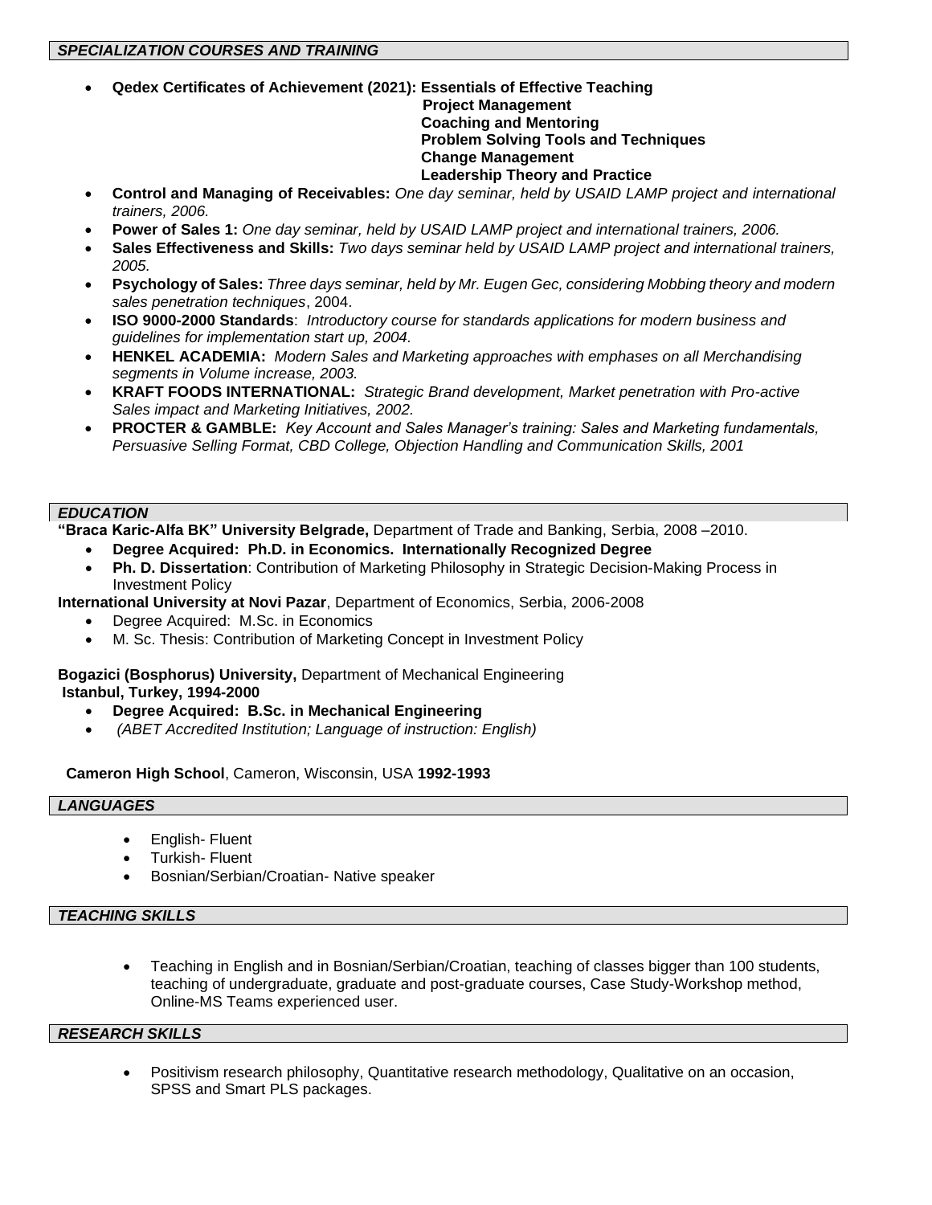## *SPECIALIZATION COURSES AND TRAINING*

- **Qedex Certificates of Achievement (2021): Essentials of Effective Teaching**
  - **Project Management**
  - **Coaching and Mentoring**
  - **Problem Solving Tools and Techniques**
  - **Change Management**
  - **Leadership Theory and Practice**
- **Control and Managing of Receivables:** *One day seminar, held by USAID LAMP project and international trainers, 2006.*
- **Power of Sales 1:** *One day seminar, held by USAID LAMP project and international trainers, 2006.*
- **Sales Effectiveness and Skills:** *Two days seminar held by USAID LAMP project and international trainers, 2005.*
- **Psychology of Sales:** *Three days seminar, held by Mr. Eugen Gec, considering Mobbing theory and modern sales penetration techniques*, 2004.
- **ISO 9000-2000 Standards**: *Introductory course for standards applications for modern business and guidelines for implementation start up, 2004.*
- **HENKEL ACADEMIA:** *Modern Sales and Marketing approaches with emphases on all Merchandising segments in Volume increase, 2003.*
- **KRAFT FOODS INTERNATIONAL:** *Strategic Brand development, Market penetration with Pro-active Sales impact and Marketing Initiatives, 2002.*
- **PROCTER & GAMBLE:** *Key Account and Sales Manager's training: Sales and Marketing fundamentals, Persuasive Selling Format, CBD College, Objection Handling and Communication Skills, 2001*

## *EDUCATION*

**"Braca Karic-Alfa BK" University Belgrade,** Department of Trade and Banking, Serbia, 2008 –2010.

- **Degree Acquired: Ph.D. in Economics. Internationally Recognized Degree**
- **Ph. D. Dissertation**: Contribution of Marketing Philosophy in Strategic Decision-Making Process in Investment Policy

**International University at Novi Pazar**, Department of Economics, Serbia, 2006-2008

- Degree Acquired: M.Sc. in Economics
- M. Sc. Thesis: Contribution of Marketing Concept in Investment Policy

**Bogazici (Bosphorus) University,** Department of Mechanical Engineering
**Istanbul, Turkey, 1994-2000**

- **Degree Acquired: B.Sc. in Mechanical Engineering**
- *(ABET Accredited Institution; Language of instruction: English)*

**Cameron High School**, Cameron, Wisconsin, USA **1992-1993**

## *LANGUAGES*

- English- Fluent
- Turkish- Fluent
- Bosnian/Serbian/Croatian- Native speaker

## *TEACHING SKILLS*

- Teaching in English and in Bosnian/Serbian/Croatian, teaching of classes bigger than 100 students, teaching of undergraduate, graduate and post-graduate courses, Case Study-Workshop method, Online-MS Teams experienced user.

## *RESEARCH SKILLS*

- Positivism research philosophy, Quantitative research methodology, Qualitative on an occasion, SPSS and Smart PLS packages.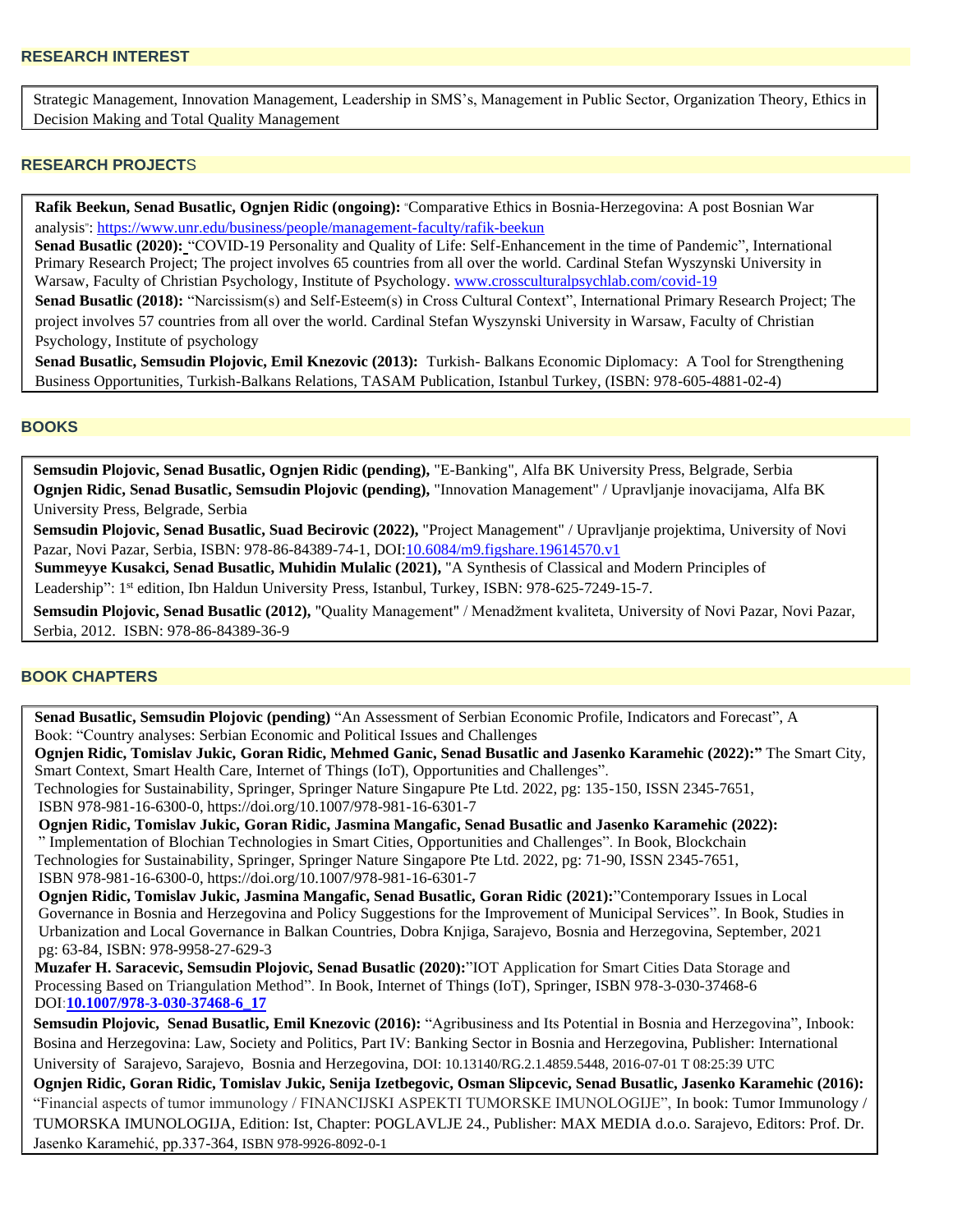## RESEARCH INTEREST

Strategic Management, Innovation Management, Leadership in SMS's, Management in Public Sector, Organization Theory, Ethics in Decision Making and Total Quality Management

## RESEARCH PROJECTS

**Rafik Beekun, Senad Busatlic, Ognjen Ridic (ongoing):** "Comparative Ethics in Bosnia-Herzegovina: A post Bosnian War analysis": https://www.unr.edu/business/people/management-faculty/rafik-beekun

**Senad Busatlic (2020):** "COVID-19 Personality and Quality of Life: Self-Enhancement in the time of Pandemic", International Primary Research Project; The project involves 65 countries from all over the world. Cardinal Stefan Wyszynski University in Warsaw, Faculty of Christian Psychology, Institute of Psychology. www.crossculturalpsychlab.com/covid-19

**Senad Busatlic (2018):** "Narcissism(s) and Self-Esteem(s) in Cross Cultural Context", International Primary Research Project; The project involves 57 countries from all over the world. Cardinal Stefan Wyszynski University in Warsaw, Faculty of Christian Psychology, Institute of psychology

**Senad Busatlic, Semsudin Plojovic, Emil Knezovic (2013):** Turkish- Balkans Economic Diplomacy: A Tool for Strengthening Business Opportunities, Turkish-Balkans Relations, TASAM Publication, Istanbul Turkey, (ISBN: 978-605-4881-02-4)

## BOOKS

**Semsudin Plojovic, Senad Busatlic, Ognjen Ridic (pending),** "E-Banking", Alfa BK University Press, Belgrade, Serbia

**Ognjen Ridic, Senad Busatlic, Semsudin Plojovic (pending),** "Innovation Management" / Upravljanje inovacijama, Alfa BK University Press, Belgrade, Serbia

**Semsudin Plojovic, Senad Busatlic, Suad Becirovic (2022),** "Project Management" / Upravljanje projektima, University of Novi Pazar, Novi Pazar, Serbia, ISBN: 978-86-84389-74-1, DOI:10.6084/m9.figshare.19614570.v1

**Summeyye Kusakci, Senad Busatlic, Muhidin Mulalic (2021),** "A Synthesis of Classical and Modern Principles of Leadership": 1st edition, Ibn Haldun University Press, Istanbul, Turkey, ISBN: 978-625-7249-15-7.

**Semsudin Plojovic, Senad Busatlic (2012),** "Quality Management" / Menadžment kvaliteta, University of Novi Pazar, Novi Pazar, Serbia, 2012. ISBN: 978-86-84389-36-9

## BOOK CHAPTERS

**Senad Busatlic, Semsudin Plojovic (pending)** "An Assessment of Serbian Economic Profile, Indicators and Forecast", A Book: "Country analyses: Serbian Economic and Political Issues and Challenges

**Ognjen Ridic, Tomislav Jukic, Goran Ridic, Mehmed Ganic, Senad Busatlic and Jasenko Karamehic (2022):"** The Smart City, Smart Context, Smart Health Care, Internet of Things (IoT), Opportunities and Challenges". Technologies for Sustainability, Springer, Springer Nature Singapore Pte Ltd. 2022, pg: 135-150, ISSN 2345-7651, ISBN 978-981-16-6300-0, https://doi.org/10.1007/978-981-16-6301-7

**Ognjen Ridic, Tomislav Jukic, Goran Ridic, Jasmina Mangafic, Senad Busatlic and Jasenko Karamehic (2022):** " Implementation of Blochian Technologies in Smart Cities, Opportunities and Challenges". In Book, Blockchain Technologies for Sustainability, Springer, Springer Nature Singapore Pte Ltd. 2022, pg: 71-90, ISSN 2345-7651, ISBN 978-981-16-6300-0, https://doi.org/10.1007/978-981-16-6301-7

**Ognjen Ridic, Tomislav Jukic, Jasmina Mangafic, Senad Busatlic, Goran Ridic (2021):**"Contemporary Issues in Local Governance in Bosnia and Herzegovina and Policy Suggestions for the Improvement of Municipal Services". In Book, Studies in Urbanization and Local Governance in Balkan Countries, Dobra Knjiga, Sarajevo, Bosnia and Herzegovina, September, 2021 pg: 63-84, ISBN: 978-9958-27-629-3

**Muzafer H. Saracevic, Semsudin Plojovic, Senad Busatlic (2020):**"IOT Application for Smart Cities Data Storage and Processing Based on Triangulation Method". In Book, Internet of Things (IoT), Springer, ISBN 978-3-030-37468-6 DOI:**10.1007/978-3-030-37468-6_17**

**Semsudin Plojovic, Senad Busatlic, Emil Knezovic (2016):** "Agribusiness and Its Potential in Bosnia and Herzegovina", Inbook: Bosina and Herzegovina: Law, Society and Politics, Part IV: Banking Sector in Bosnia and Herzegovina, Publisher: International University of Sarajevo, Sarajevo, Bosnia and Herzegovina, DOI: 10.13140/RG.2.1.4859.5448, 2016-07-01 T 08:25:39 UTC

**Ognjen Ridic, Goran Ridic, Tomislav Jukic, Senija Izetbegovic, Osman Slipcevic, Senad Busatlic, Jasenko Karamehic (2016):** "Financial aspects of tumor immunology / FINANCIJSKI ASPEKTI TUMORSKE IMUNOLOGIJE", In book: Tumor Immunology / TUMORSKA IMUNOLOGIJA, Edition: Ist, Chapter: POGLAVLJE 24., Publisher: MAX MEDIA d.o.o. Sarajevo, Editors: Prof. Dr. Jasenko Karamehić, pp.337-364, ISBN 978-9926-8092-0-1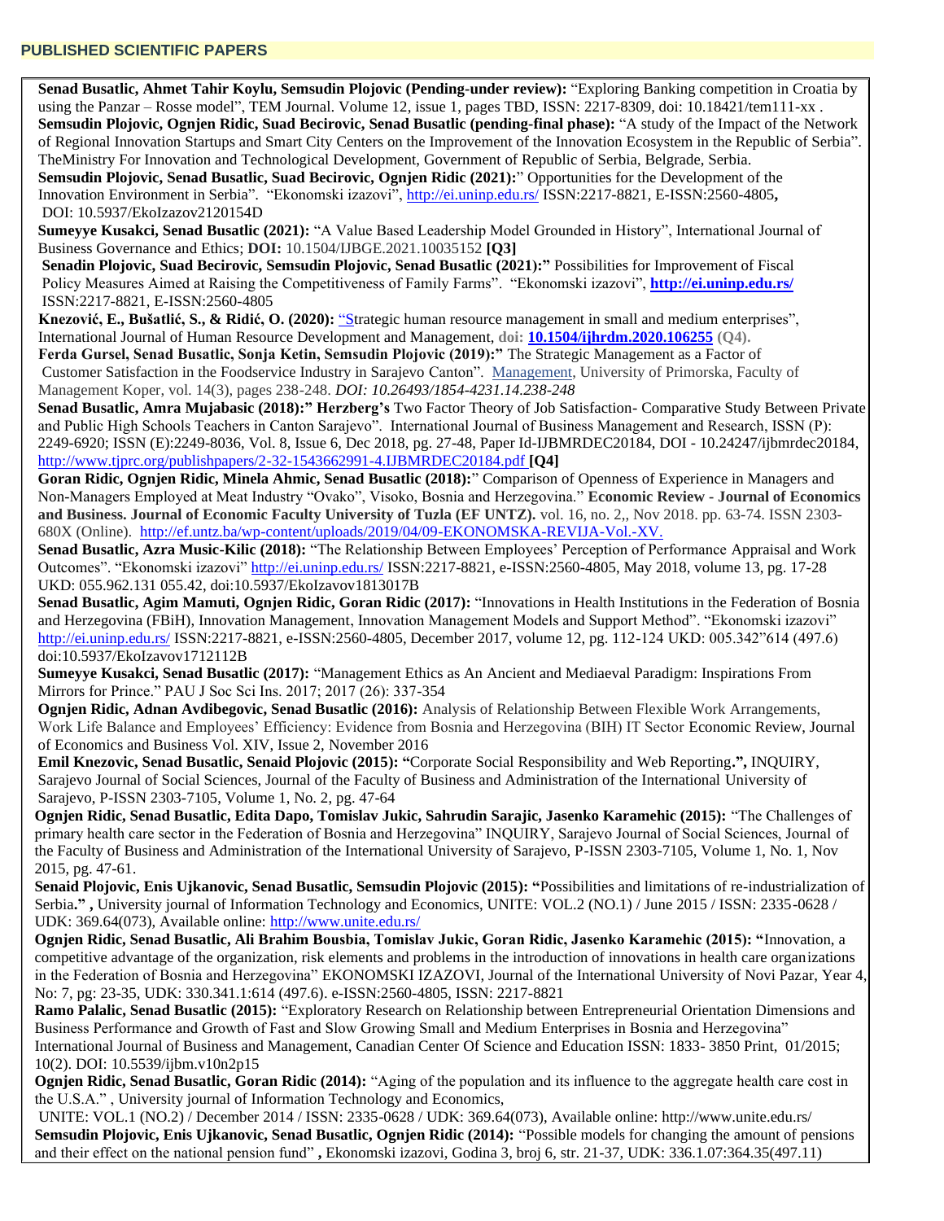## PUBLISHED SCIENTIFIC PAPERS

**Senad Busatlic, Ahmet Tahir Koylu, Semsudin Plojovic (Pending-under review):** "Exploring Banking competition in Croatia by using the Panzar – Rosse model", TEM Journal. Volume 12, issue 1, pages TBD, ISSN: 2217-8309, doi: 10.18421/tem111-xx .

**Semsudin Plojovic, Ognjen Ridic, Suad Becirovic, Senad Busatlic (pending-final phase):** "A study of the Impact of the Network of Regional Innovation Startups and Smart City Centers on the Improvement of the Innovation Ecosystem in the Republic of Serbia". TheMinistry For Innovation and Technological Development, Government of Republic of Serbia, Belgrade, Serbia.

**Semsudin Plojovic, Senad Busatlic, Suad Becirovic, Ognjen Ridic (2021):**" Opportunities for the Development of the Innovation Environment in Serbia". "Ekonomski izazovi", http://ei.uninp.edu.rs/ ISSN:2217-8821, E-ISSN:2560-4805**,** DOI: 10.5937/EkoIzazov2120154D

**Sumeyye Kusakci, Senad Busatlic (2021):** "A Value Based Leadership Model Grounded in History", International Journal of Business Governance and Ethics; **DOI:** 10.1504/IJBGE.2021.10035152 **[Q3]**

**Senadin Plojovic, Suad Becirovic, Semsudin Plojovic, Senad Busatlic (2021):"** Possibilities for Improvement of Fiscal Policy Measures Aimed at Raising the Competitiveness of Family Farms". "Ekonomski izazovi", **http://ei.uninp.edu.rs/** ISSN:2217-8821, E-ISSN:2560-4805

**Knezović, E., Bušatlić, S., & Ridić, O. (2020):** "Strategic human resource management in small and medium enterprises", International Journal of Human Resource Development and Management, **doi: 10.1504/ijhrdm.2020.106255 (Q4).**

**Ferda Gursel, Senad Busatlic, Sonja Ketin, Semsudin Plojovic (2019):"** The Strategic Management as a Factor of Customer Satisfaction in the Foodservice Industry in Sarajevo Canton". Management, University of Primorska, Faculty of Management Koper, vol. 14(3), pages 238-248. *DOI: 10.26493/1854-4231.14.238-248*

**Senad Busatlic, Amra Mujabasic (2018):" Herzberg's** Two Factor Theory of Job Satisfaction- Comparative Study Between Private and Public High Schools Teachers in Canton Sarajevo". International Journal of Business Management and Research, ISSN (P): 2249-6920; ISSN (E):2249-8036, Vol. 8, Issue 6, Dec 2018, pg. 27-48, Paper Id-IJBMRDEC20184, DOI - 10.24247/ijbmrdec20184, http://www.tjprc.org/publishpapers/2-32-1543662991-4.IJBMRDEC20184.pdf **[Q4]**

**Goran Ridic, Ognjen Ridic, Minela Ahmic, Senad Busatlic (2018):**" Comparison of Openness of Experience in Managers and Non-Managers Employed at Meat Industry "Ovako", Visoko, Bosnia and Herzegovina." **Economic Review - Journal of Economics and Business. Journal of Economic Faculty University of Tuzla (EF UNTZ).** vol. 16, no. 2,, Nov 2018. pp. 63-74. ISSN 2303-680X (Online). http://ef.untz.ba/wp-content/uploads/2019/04/09-EKONOMSKA-REVIJA-Vol.-XV.

**Senad Busatlic, Azra Music-Kilic (2018):** "The Relationship Between Employees' Perception of Performance Appraisal and Work Outcomes". "Ekonomski izazovi" http://ei.uninp.edu.rs/ ISSN:2217-8821, e-ISSN:2560-4805, May 2018, volume 13, pg. 17-28 UKD: 055.962.131 055.42, doi:10.5937/EkoIzavov1813017B

**Senad Busatlic, Agim Mamuti, Ognjen Ridic, Goran Ridic (2017):** "Innovations in Health Institutions in the Federation of Bosnia and Herzegovina (FBiH), Innovation Management, Innovation Management Models and Support Method". "Ekonomski izazovi" http://ei.uninp.edu.rs/ ISSN:2217-8821, e-ISSN:2560-4805, December 2017, volume 12, pg. 112-124 UKD: 005.342"614 (497.6) doi:10.5937/EkoIzavov1712112B

**Sumeyye Kusakci, Senad Busatlic (2017):** "Management Ethics as An Ancient and Mediaeval Paradigm: Inspirations From Mirrors for Prince." PAU J Soc Sci Ins. 2017; 2017 (26): 337-354

**Ognjen Ridic, Adnan Avdibegovic, Senad Busatlic (2016):** Analysis of Relationship Between Flexible Work Arrangements, Work Life Balance and Employees' Efficiency: Evidence from Bosnia and Herzegovina (BIH) IT Sector Economic Review, Journal of Economics and Business Vol. XIV, Issue 2, November 2016

**Emil Knezovic, Senad Busatlic, Senaid Plojovic (2015): "**Corporate Social Responsibility and Web Reporting**.",** INQUIRY, Sarajevo Journal of Social Sciences, Journal of the Faculty of Business and Administration of the International University of Sarajevo, P-ISSN 2303-7105, Volume 1, No. 2, pg. 47-64

**Ognjen Ridic, Senad Busatlic, Edita Dapo, Tomislav Jukic, Sahrudin Sarajic, Jasenko Karamehic (2015):** "The Challenges of primary health care sector in the Federation of Bosnia and Herzegovina" INQUIRY, Sarajevo Journal of Social Sciences, Journal of the Faculty of Business and Administration of the International University of Sarajevo, P-ISSN 2303-7105, Volume 1, No. 1, Nov 2015, pg. 47-61.

**Senaid Plojovic, Enis Ujkanovic, Senad Busatlic, Semsudin Plojovic (2015): "**Possibilities and limitations of re-industrialization of Serbia**." ,** University journal of Information Technology and Economics, UNITE: VOL.2 (NO.1) / June 2015 / ISSN: 2335-0628 / UDK: 369.64(073), Available online: http://www.unite.edu.rs/

**Ognjen Ridic, Senad Busatlic, Ali Brahim Bousbia, Tomislav Jukic, Goran Ridic, Jasenko Karamehic (2015): "**Innovation, a competitive advantage of the organization, risk elements and problems in the introduction of innovations in health care organizations in the Federation of Bosnia and Herzegovina" EKONOMSKI IZAZOVI, Journal of the International University of Novi Pazar, Year 4, No: 7, pg: 23-35, UDK: 330.341.1:614 (497.6). e-ISSN:2560-4805, ISSN: 2217-8821

**Ramo Palalic, Senad Busatlic (2015):** "Exploratory Research on Relationship between Entrepreneurial Orientation Dimensions and Business Performance and Growth of Fast and Slow Growing Small and Medium Enterprises in Bosnia and Herzegovina" International Journal of Business and Management, Canadian Center Of Science and Education ISSN: 1833- 3850 Print, 01/2015; 10(2). DOI: 10.5539/ijbm.v10n2p15

**Ognjen Ridic, Senad Busatlic, Goran Ridic (2014):** "Aging of the population and its influence to the aggregate health care cost in the U.S.A." , University journal of Information Technology and Economics, UNITE: VOL.1 (NO.2) / December 2014 / ISSN: 2335-0628 / UDK: 369.64(073), Available online: http://www.unite.edu.rs/

**Semsudin Plojovic, Enis Ujkanovic, Senad Busatlic, Ognjen Ridic (2014):** "Possible models for changing the amount of pensions and their effect on the national pension fund" **,** Ekonomski izazovi, Godina 3, broj 6, str. 21-37, UDK: 336.1.07:364.35(497.11)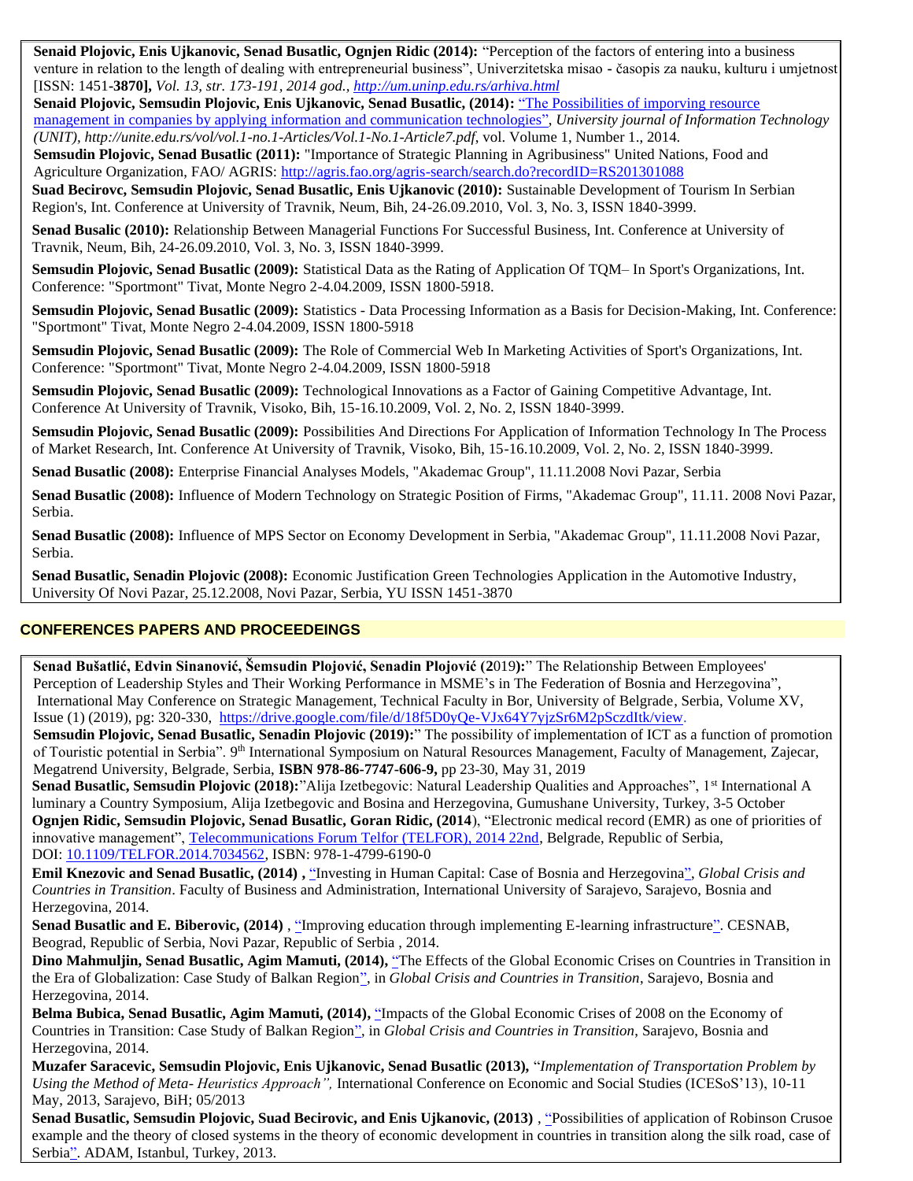**Senaid Plojovic, Enis Ujkanovic, Senad Busatlic, Ognjen Ridic (2014):** "Perception of the factors of entering into a business venture in relation to the length of dealing with entrepreneurial business", Univerzitetska misao - časopis za nauku, kulturu i umjetnost [ISSN: 1451**-3870],** *Vol. 13, str. 173-191, 2014 god., http://um.uninp.edu.rs/arhiva.html*

**Senaid Plojovic, Semsudin Plojovic, Enis Ujkanovic, Senad Busatlic, (2014):** "The Possibilities of imporving resource management in companies by applying information and communication technologies", *University journal of Information Technology (UNIT), http://unite.edu.rs/vol/vol.1-no.1-Articles/Vol.1-No.1-Article7.pdf*, vol. Volume 1, Number 1., 2014.

**Semsudin Plojovic, Senad Busatlic (2011):** "Importance of Strategic Planning in Agribusiness" United Nations, Food and Agriculture Organization, FAO/ AGRIS: http://agris.fao.org/agris-search/search.do?recordID=RS201301088

**Suad Becirovc, Semsudin Plojovic, Senad Busatlic, Enis Ujkanovic (2010):** Sustainable Development of Tourism In Serbian Region's, Int. Conference at University of Travnik, Neum, Bih, 24-26.09.2010, Vol. 3, No. 3, ISSN 1840-3999.

**Senad Busalic (2010):** Relationship Between Managerial Functions For Successful Business, Int. Conference at University of Travnik, Neum, Bih, 24-26.09.2010, Vol. 3, No. 3, ISSN 1840-3999.

**Semsudin Plojovic, Senad Busatlic (2009):** Statistical Data as the Rating of Application Of TQM– In Sport's Organizations, Int. Conference: "Sportmont" Tivat, Monte Negro 2-4.04.2009, ISSN 1800-5918.

**Semsudin Plojovic, Senad Busatlic (2009):** Statistics - Data Processing Information as a Basis for Decision-Making, Int. Conference: "Sportmont" Tivat, Monte Negro 2-4.04.2009, ISSN 1800-5918

**Semsudin Plojovic, Senad Busatlic (2009):** The Role of Commercial Web In Marketing Activities of Sport's Organizations, Int. Conference: "Sportmont" Tivat, Monte Negro 2-4.04.2009, ISSN 1800-5918

**Semsudin Plojovic, Senad Busatlic (2009):** Technological Innovations as a Factor of Gaining Competitive Advantage, Int. Conference At University of Travnik, Visoko, Bih, 15-16.10.2009, Vol. 2, No. 2, ISSN 1840-3999.

**Semsudin Plojovic, Senad Busatlic (2009):** Possibilities And Directions For Application of Information Technology In The Process of Market Research, Int. Conference At University of Travnik, Visoko, Bih, 15-16.10.2009, Vol. 2, No. 2, ISSN 1840-3999.

**Senad Busatlic (2008):** Enterprise Financial Analyses Models, "Akademac Group", 11.11.2008 Novi Pazar, Serbia

**Senad Busatlic (2008):** Influence of Modern Technology on Strategic Position of Firms, "Akademac Group", 11.11. 2008 Novi Pazar, Serbia.

**Senad Busatlic (2008):** Influence of MPS Sector on Economy Development in Serbia, "Akademac Group", 11.11.2008 Novi Pazar, Serbia.

**Senad Busatlic, Senadin Plojovic (2008):** Economic Justification Green Technologies Application in the Automotive Industry, University Of Novi Pazar, 25.12.2008, Novi Pazar, Serbia, YU ISSN 1451-3870

## CONFERENCES PAPERS AND PROCEEDEINGS

**Senad Bušatlić, Edvin Sinanović, Šemsudin Plojović, Senadin Plojović (2019):**" The Relationship Between Employees' Perception of Leadership Styles and Their Working Performance in MSME's in The Federation of Bosnia and Herzegovina", International May Conference on Strategic Management, Technical Faculty in Bor, University of Belgrade, Serbia, Volume XV, Issue (1) (2019), pg: 320-330, https://drive.google.com/file/d/18f5D0yQe-VJx64Y7yjzSr6M2pSczdItk/view.

**Semsudin Plojovic, Senad Busatlic, Senadin Plojovic (2019):**" The possibility of implementation of ICT as a function of promotion of Touristic potential in Serbia". 9th International Symposium on Natural Resources Management, Faculty of Management, Zajecar, Megatrend University, Belgrade, Serbia, **ISBN 978-86-7747-606-9,** pp 23-30, May 31, 2019

**Senad Busatlic, Semsudin Plojovic (2018):**"Alija Izetbegovic: Natural Leadership Qualities and Approaches", 1st International A luminary a Country Symposium, Alija Izetbegovic and Bosina and Herzegovina, Gumushane University, Turkey, 3-5 October

**Ognjen Ridic, Semsudin Plojovic, Senad Busatlic, Goran Ridic, (2014**), "Electronic medical record (EMR) as one of priorities of innovative management", Telecommunications Forum Telfor (TELFOR), 2014 22nd, Belgrade, Republic of Serbia, DOI: 10.1109/TELFOR.2014.7034562, ISBN: 978-1-4799-6190-0

**Emil Knezovic and Senad Busatlic, (2014) ,** "Investing in Human Capital: Case of Bosnia and Herzegovina", *Global Crisis and Countries in Transition*. Faculty of Business and Administration, International University of Sarajevo, Sarajevo, Bosnia and Herzegovina, 2014.

**Senad Busatlic and E. Biberovic, (2014)** , "Improving education through implementing E-learning infrastructure". CESNAB, Beograd, Republic of Serbia, Novi Pazar, Republic of Serbia , 2014.

**Dino Mahmuljin, Senad Busatlic, Agim Mamuti, (2014),** "The Effects of the Global Economic Crises on Countries in Transition in the Era of Globalization: Case Study of Balkan Region", in *Global Crisis and Countries in Transition*, Sarajevo, Bosnia and Herzegovina, 2014.

**Belma Bubica, Senad Busatlic, Agim Mamuti, (2014),** "Impacts of the Global Economic Crises of 2008 on the Economy of Countries in Transition: Case Study of Balkan Region", in *Global Crisis and Countries in Transition*, Sarajevo, Bosnia and Herzegovina, 2014.

**Muzafer Saracevic, Semsudin Plojovic, Enis Ujkanovic, Senad Busatlic (2013),** "*Implementation of Transportation Problem by Using the Method of Meta- Heuristics Approach",* International Conference on Economic and Social Studies (ICESoS'13), 10-11 May, 2013, Sarajevo, BiH; 05/2013

**Senad Busatlic, Semsudin Plojovic, Suad Becirovic, and Enis Ujkanovic, (2013)** , "Possibilities of application of Robinson Crusoe example and the theory of closed systems in the theory of economic development in countries in transition along the silk road, case of Serbia". ADAM, Istanbul, Turkey, 2013.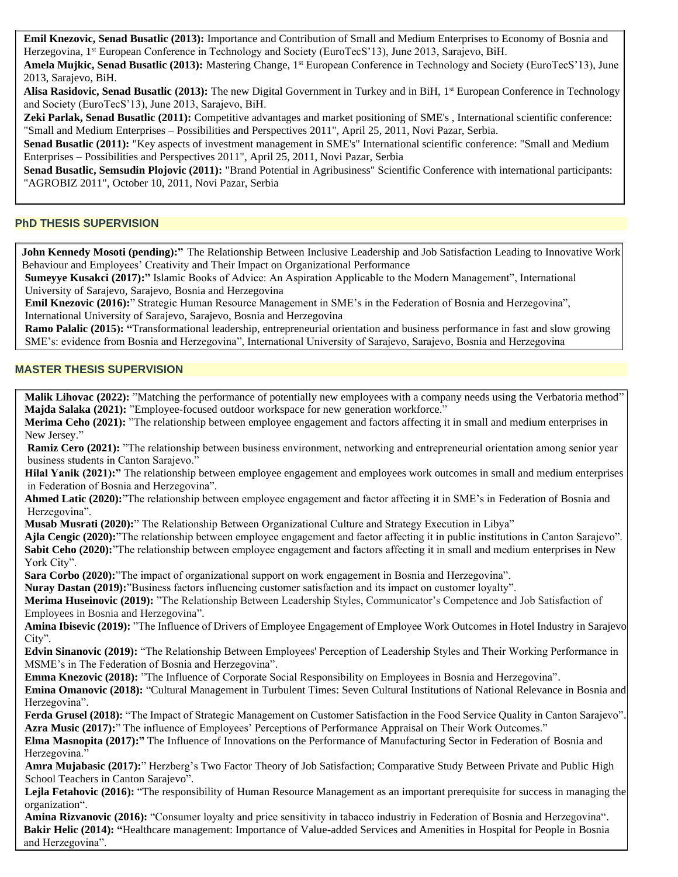**Emil Knezovic, Senad Busatlic (2013):** Importance and Contribution of Small and Medium Enterprises to Economy of Bosnia and Herzegovina, 1st European Conference in Technology and Society (EuroTecS'13), June 2013, Sarajevo, BiH.

**Amela Mujkic, Senad Busatlic (2013):** Mastering Change, 1st European Conference in Technology and Society (EuroTecS'13), June 2013, Sarajevo, BiH.

**Alisa Rasidovic, Senad Busatlic (2013):** The new Digital Government in Turkey and in BiH, 1st European Conference in Technology and Society (EuroTecS'13), June 2013, Sarajevo, BiH.

**Zeki Parlak, Senad Busatlic (2011):** Competitive advantages and market positioning of SME's , International scientific conference: "Small and Medium Enterprises – Possibilities and Perspectives 2011", April 25, 2011, Novi Pazar, Serbia.

**Senad Busatlic (2011):** "Key aspects of investment management in SME's" International scientific conference: "Small and Medium Enterprises – Possibilities and Perspectives 2011", April 25, 2011, Novi Pazar, Serbia

**Senad Busatlic, Semsudin Plojovic (2011):** "Brand Potential in Agribusiness" Scientific Conference with international participants: "AGROBIZ 2011", October 10, 2011, Novi Pazar, Serbia

## PhD THESIS SUPERVISION

**John Kennedy Mosoti (pending):"** The Relationship Between Inclusive Leadership and Job Satisfaction Leading to Innovative Work Behaviour and Employees' Creativity and Their Impact on Organizational Performance

**Sumeyye Kusakci (2017):"** Islamic Books of Advice: An Aspiration Applicable to the Modern Management", International University of Sarajevo, Sarajevo, Bosnia and Herzegovina

**Emil Knezovic (2016):**" Strategic Human Resource Management in SME's in the Federation of Bosnia and Herzegovina", International University of Sarajevo, Sarajevo, Bosnia and Herzegovina

**Ramo Palalic (2015): "**Transformational leadership, entrepreneurial orientation and business performance in fast and slow growing SME's: evidence from Bosnia and Herzegovina", International University of Sarajevo, Sarajevo, Bosnia and Herzegovina

## MASTER THESIS SUPERVISION

**Malik Lihovac (2022):** "Matching the performance of potentially new employees with a company needs using the Verbatoria method"

**Majda Salaka (2021):** "Employee-focused outdoor workspace for new generation workforce."

**Merima Ceho (2021):** "The relationship between employee engagement and factors affecting it in small and medium enterprises in New Jersey."

**Ramiz Cero (2021):** "The relationship between business environment, networking and entrepreneurial orientation among senior year business students in Canton Sarajevo."

**Hilal Yanik (2021):"** The relationship between employee engagement and employees work outcomes in small and medium enterprises in Federation of Bosnia and Herzegovina".

**Ahmed Latic (2020):**"The relationship between employee engagement and factor affecting it in SME's in Federation of Bosnia and Herzegovina".

**Musab Musrati (2020):**" The Relationship Between Organizational Culture and Strategy Execution in Libya"

**Ajla Cengic (2020):**"The relationship between employee engagement and factor affecting it in public institutions in Canton Sarajevo".

**Sabit Ceho (2020):**"The relationship between employee engagement and factors affecting it in small and medium enterprises in New York City".

**Sara Corbo (2020):**"The impact of organizational support on work engagement in Bosnia and Herzegovina".

**Nuray Dastan (2019):**"Business factors influencing customer satisfaction and its impact on customer loyalty".

**Merima Huseinovic (2019):** "The Relationship Between Leadership Styles, Communicator's Competence and Job Satisfaction of Employees in Bosnia and Herzegovina".

**Amina Ibisevic (2019):** "The Influence of Drivers of Employee Engagement of Employee Work Outcomes in Hotel Industry in Sarajevo City".

**Edvin Sinanovic (2019):** "The Relationship Between Employees' Perception of Leadership Styles and Their Working Performance in MSME's in The Federation of Bosnia and Herzegovina".

**Emma Knezovic (2018):** "The Influence of Corporate Social Responsibility on Employees in Bosnia and Herzegovina".

**Emina Omanovic (2018):** "Cultural Management in Turbulent Times: Seven Cultural Institutions of National Relevance in Bosnia and Herzegovina".

**Ferda Grusel (2018):** "The Impact of Strategic Management on Customer Satisfaction in the Food Service Quality in Canton Sarajevo".

**Azra Music (2017):**" The influence of Employees' Perceptions of Performance Appraisal on Their Work Outcomes."

**Elma Masnopita (2017):"** The Influence of Innovations on the Performance of Manufacturing Sector in Federation of Bosnia and Herzegovina."

**Amra Mujabasic (2017):**" Herzberg's Two Factor Theory of Job Satisfaction; Comparative Study Between Private and Public High School Teachers in Canton Sarajevo".

**Lejla Fetahovic (2016):** "The responsibility of Human Resource Management as an important prerequisite for success in managing the organization".

**Amina Rizvanovic (2016):** "Consumer loyalty and price sensitivity in tabacco industriy in Federation of Bosnia and Herzegovina".

**Bakir Helic (2014): "**Healthcare management: Importance of Value-added Services and Amenities in Hospital for People in Bosnia and Herzegovina".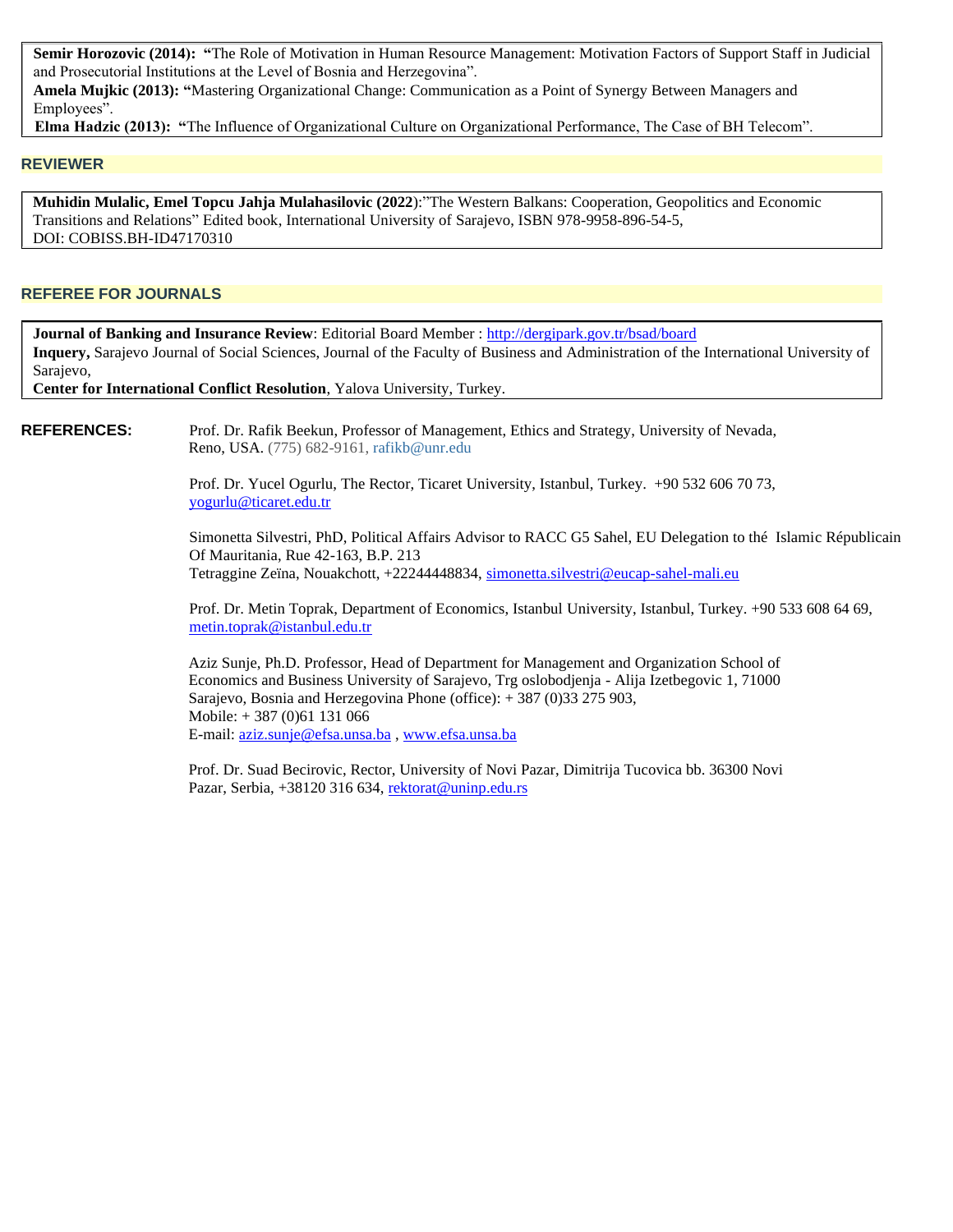**Semir Horozovic (2014): "**The Role of Motivation in Human Resource Management: Motivation Factors of Support Staff in Judicial and Prosecutorial Institutions at the Level of Bosnia and Herzegovina".
**Amela Mujkic (2013): "**Mastering Organizational Change: Communication as a Point of Synergy Between Managers and Employees".
**Elma Hadzic (2013): "**The Influence of Organizational Culture on Organizational Performance, The Case of BH Telecom".

## REVIEWER

**Muhidin Mulalic, Emel Topcu Jahja Mulahasilovic (2022**):"The Western Balkans: Cooperation, Geopolitics and Economic Transitions and Relations" Edited book, International University of Sarajevo, ISBN 978-9958-896-54-5, DOI: COBISS.BH-ID47170310

## REFEREE FOR JOURNALS

**Journal of Banking and Insurance Review**: Editorial Board Member : http://dergipark.gov.tr/bsad/board
**Inquery,** Sarajevo Journal of Social Sciences, Journal of the Faculty of Business and Administration of the International University of Sarajevo,
**Center for International Conflict Resolution**, Yalova University, Turkey.

**REFERENCES:**

Prof. Dr. Rafik Beekun, Professor of Management, Ethics and Strategy, University of Nevada, Reno, USA. (775) 682-9161, rafikb@unr.edu

Prof. Dr. Yucel Ogurlu, The Rector, Ticaret University, Istanbul, Turkey. +90 532 606 70 73, yogurlu@ticaret.edu.tr

Simonetta Silvestri, PhD, Political Affairs Advisor to RACC G5 Sahel, EU Delegation to thé Islamic Républicain Of Mauritania, Rue 42-163, B.P. 213
Tetraggine Zeïna, Nouakchott, +22244448834, simonetta.silvestri@eucap-sahel-mali.eu

Prof. Dr. Metin Toprak, Department of Economics, Istanbul University, Istanbul, Turkey. +90 533 608 64 69, metin.toprak@istanbul.edu.tr

Aziz Sunje, Ph.D. Professor, Head of Department for Management and Organization School of Economics and Business University of Sarajevo, Trg oslobodjenja - Alija Izetbegovic 1, 71000 Sarajevo, Bosnia and Herzegovina Phone (office): + 387 (0)33 275 903,
Mobile: + 387 (0)61 131 066
E-mail: aziz.sunje@efsa.unsa.ba , www.efsa.unsa.ba

Prof. Dr. Suad Becirovic, Rector, University of Novi Pazar, Dimitrija Tucovica bb. 36300 Novi Pazar, Serbia, +38120 316 634, rektorat@uninp.edu.rs